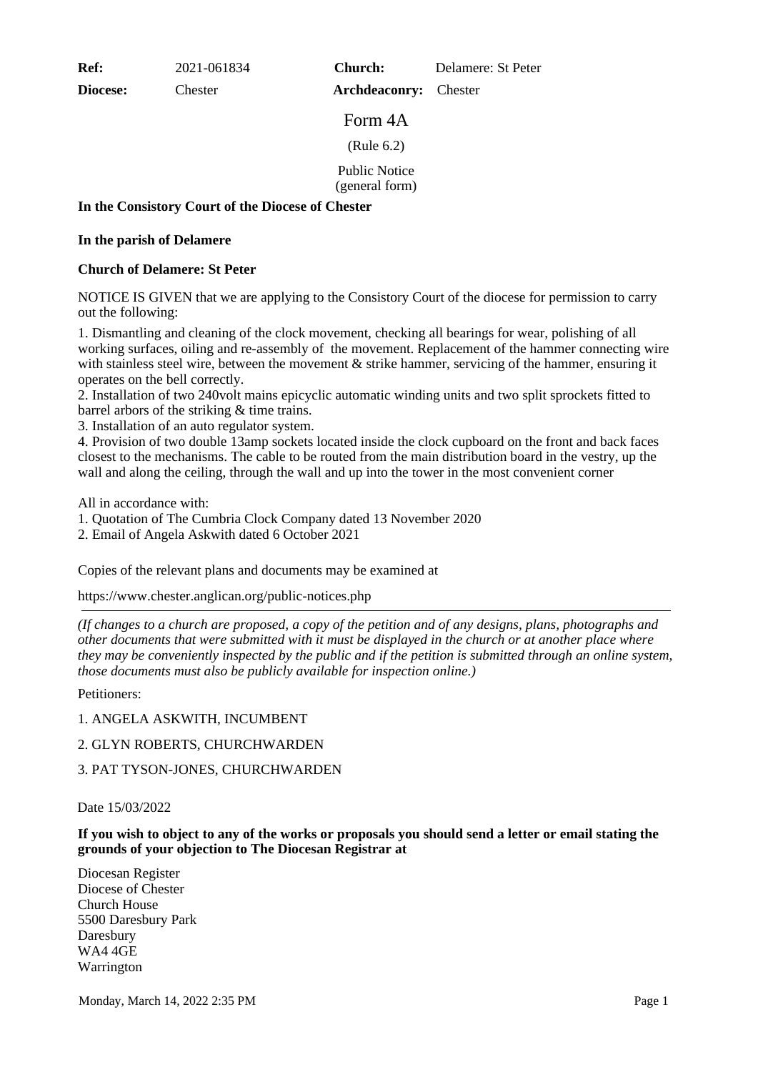| **Ref:** | 2021-061834 | **Church:** | Delamere: St Peter |
|---|---|---|---|
| **Diocese:** | Chester | **Archdeaconry:** | Chester |

Form 4A

(Rule 6.2)

Public Notice
(general form)

**In the Consistory Court of the Diocese of Chester**

**In the parish of Delamere**

**Church of Delamere: St Peter**

NOTICE IS GIVEN that we are applying to the Consistory Court of the diocese for permission to carry out the following:

1. Dismantling and cleaning of the clock movement, checking all bearings for wear, polishing of all working surfaces, oiling and re-assembly of the movement. Replacement of the hammer connecting wire with stainless steel wire, between the movement & strike hammer, servicing of the hammer, ensuring it operates on the bell correctly.
2. Installation of two 240volt mains epicyclic automatic winding units and two split sprockets fitted to barrel arbors of the striking & time trains.
3. Installation of an auto regulator system.
4. Provision of two double 13amp sockets located inside the clock cupboard on the front and back faces closest to the mechanisms. The cable to be routed from the main distribution board in the vestry, up the wall and along the ceiling, through the wall and up into the tower in the most convenient corner

All in accordance with:
1. Quotation of The Cumbria Clock Company dated 13 November 2020
2. Email of Angela Askwith dated 6 October 2021

Copies of the relevant plans and documents may be examined at

https://www.chester.anglican.org/public-notices.php

---

*(If changes to a church are proposed, a copy of the petition and of any designs, plans, photographs and other documents that were submitted with it must be displayed in the church or at another place where they may be conveniently inspected by the public and if the petition is submitted through an online system, those documents must also be publicly available for inspection online.)*

Petitioners:

1. ANGELA ASKWITH, INCUMBENT

2. GLYN ROBERTS, CHURCHWARDEN

3. PAT TYSON-JONES, CHURCHWARDEN

Date 15/03/2022

**If you wish to object to any of the works or proposals you should send a letter or email stating the grounds of your objection to The Diocesan Registrar at**

Diocesan Register
Diocese of Chester
Church House
5500 Daresbury Park
Daresbury
WA4 4GE
Warrington

Monday, March 14, 2022 2:35 PM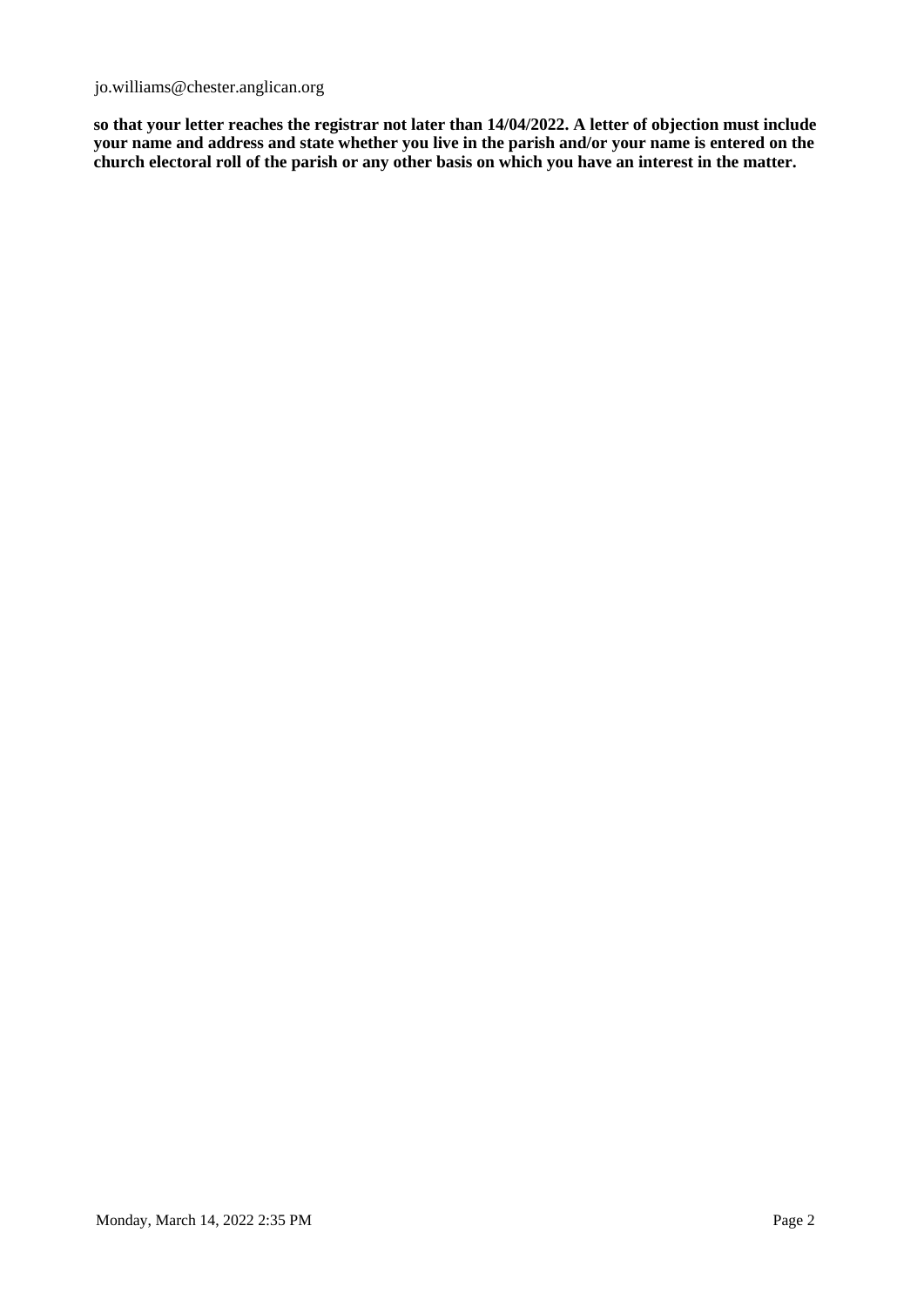jo.williams@chester.anglican.org

**so that your letter reaches the registrar not later than 14/04/2022. A letter of objection must include your name and address and state whether you live in the parish and/or your name is entered on the church electoral roll of the parish or any other basis on which you have an interest in the matter.**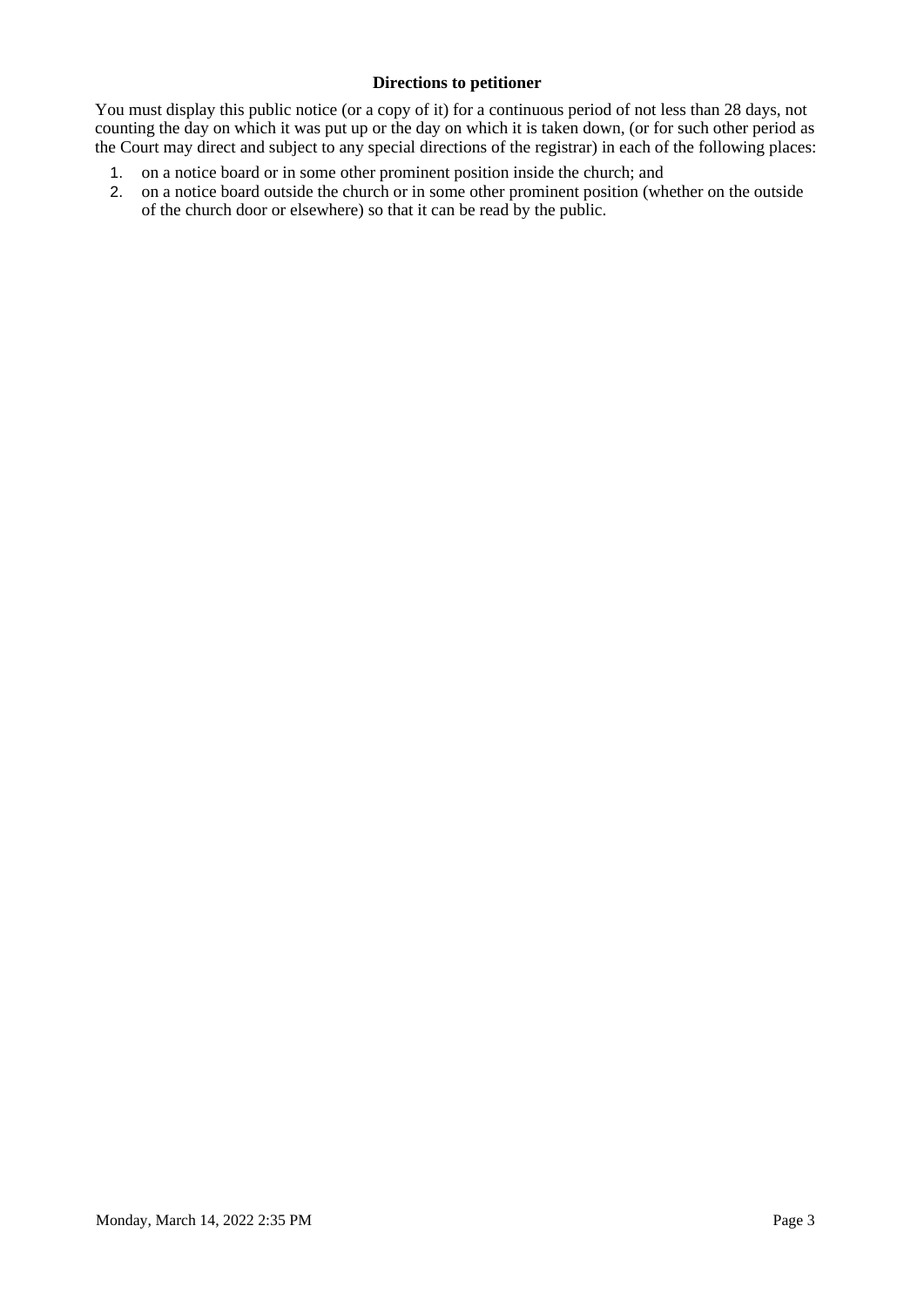**Directions to petitioner**

You must display this public notice (or a copy of it) for a continuous period of not less than 28 days, not counting the day on which it was put up or the day on which it is taken down, (or for such other period as the Court may direct and subject to any special directions of the registrar) in each of the following places:

1. on a notice board or in some other prominent position inside the church; and
2. on a notice board outside the church or in some other prominent position (whether on the outside of the church door or elsewhere) so that it can be read by the public.